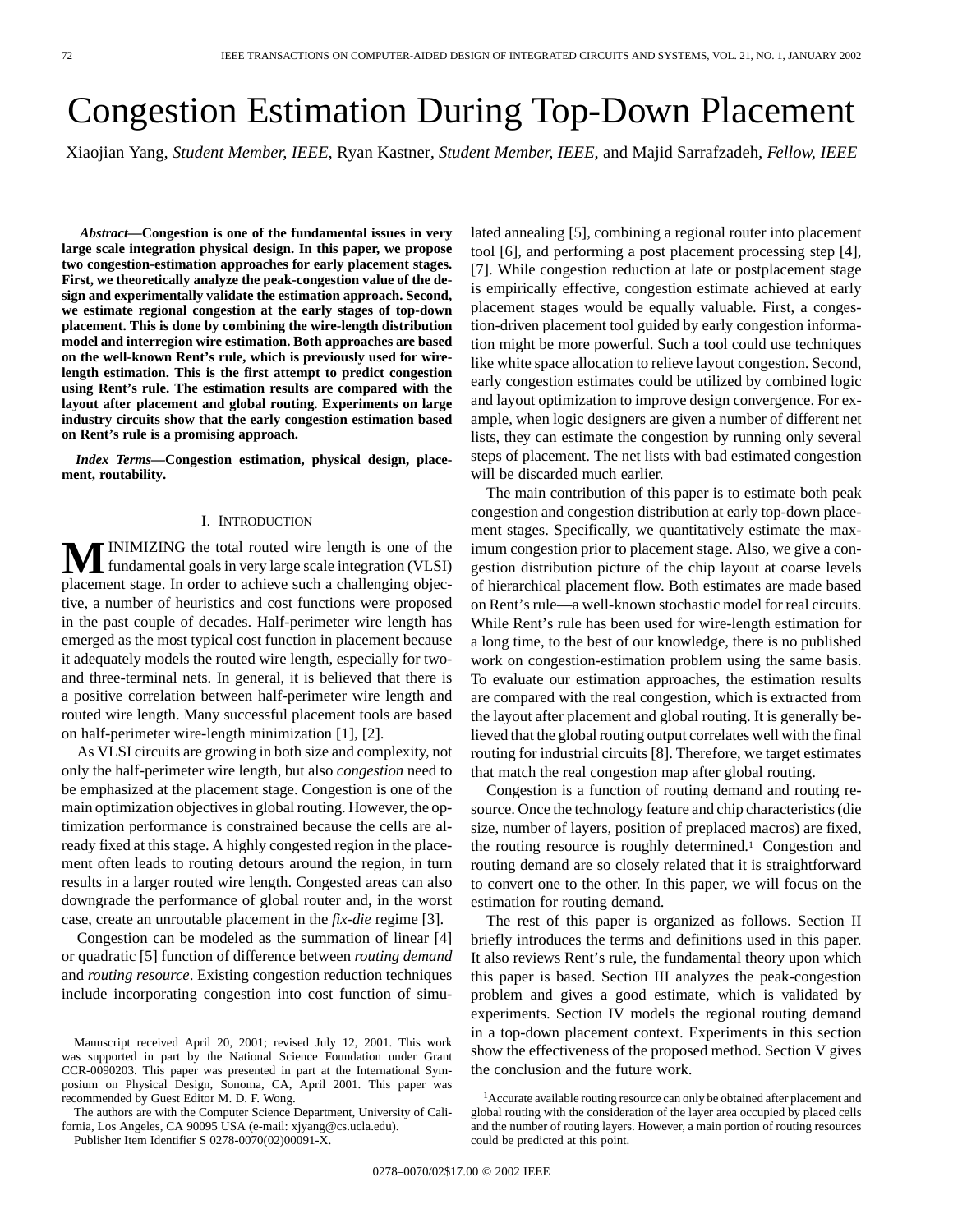# Congestion Estimation During Top-Down Placement

Xiaojian Yang, *Student Member, IEEE*, Ryan Kastner, *Student Member, IEEE*, and Majid Sarrafzadeh, *Fellow, IEEE*

***Abstract*—Congestion is one of the fundamental issues in very large scale integration physical design. In this paper, we propose two congestion-estimation approaches for early placement stages. First, we theoretically analyze the peak-congestion value of the design and experimentally validate the estimation approach. Second, we estimate regional congestion at the early stages of top-down placement. This is done by combining the wire-length distribution model and interregion wire estimation. Both approaches are based on the well-known Rent's rule, which is previously used for wire-length estimation. This is the first attempt to predict congestion using Rent's rule. The estimation results are compared with the layout after placement and global routing. Experiments on large industry circuits show that the early congestion estimation based on Rent's rule is a promising approach.**

***Index Terms*—Congestion estimation, physical design, placement, routability.**

## I. Introduction

Minimizing the total routed wire length is one of the fundamental goals in very large scale integration (VLSI) placement stage. In order to achieve such a challenging objective, a number of heuristics and cost functions were proposed in the past couple of decades. Half-perimeter wire length has emerged as the most typical cost function in placement because it adequately models the routed wire length, especially for two- and three-terminal nets. In general, it is believed that there is a positive correlation between half-perimeter wire length and routed wire length. Many successful placement tools are based on half-perimeter wire-length minimization [1], [2].

As VLSI circuits are growing in both size and complexity, not only the half-perimeter wire length, but also *congestion* need to be emphasized at the placement stage. Congestion is one of the main optimization objectives in global routing. However, the optimization performance is constrained because the cells are already fixed at this stage. A highly congested region in the placement often leads to routing detours around the region, in turn results in a larger routed wire length. Congested areas can also downgrade the performance of global router and, in the worst case, create an unroutable placement in the *fix-die* regime [3].

Congestion can be modeled as the summation of linear [4] or quadratic [5] function of difference between *routing demand* and *routing resource*. Existing congestion reduction techniques include incorporating congestion into cost function of simulated annealing [5], combining a regional router into placement tool [6], and performing a post placement processing step [4], [7]. While congestion reduction at late or postplacement stage is empirically effective, congestion estimate achieved at early placement stages would be equally valuable. First, a congestion-driven placement tool guided by early congestion information might be more powerful. Such a tool could use techniques like white space allocation to relieve layout congestion. Second, early congestion estimates could be utilized by combined logic and layout optimization to improve design convergence. For example, when logic designers are given a number of different net lists, they can estimate the congestion by running only several steps of placement. The net lists with bad estimated congestion will be discarded much earlier.

The main contribution of this paper is to estimate both peak congestion and congestion distribution at early top-down placement stages. Specifically, we quantitatively estimate the maximum congestion prior to placement stage. Also, we give a congestion distribution picture of the chip layout at coarse levels of hierarchical placement flow. Both estimates are made based on Rent's rule—a well-known stochastic model for real circuits. While Rent's rule has been used for wire-length estimation for a long time, to the best of our knowledge, there is no published work on congestion-estimation problem using the same basis. To evaluate our estimation approaches, the estimation results are compared with the real congestion, which is extracted from the layout after placement and global routing. It is generally believed that the global routing output correlates well with the final routing for industrial circuits [8]. Therefore, we target estimates that match the real congestion map after global routing.

Congestion is a function of routing demand and routing resource. Once the technology feature and chip characteristics (die size, number of layers, position of preplaced macros) are fixed, the routing resource is roughly determined.[1] Congestion and routing demand are so closely related that it is straightforward to convert one to the other. In this paper, we will focus on the estimation for routing demand.

The rest of this paper is organized as follows. Section II briefly introduces the terms and definitions used in this paper. It also reviews Rent's rule, the fundamental theory upon which this paper is based. Section III analyzes the peak-congestion problem and gives a good estimate, which is validated by experiments. Section IV models the regional routing demand in a top-down placement context. Experiments in this section show the effectiveness of the proposed method. Section V gives the conclusion and the future work.

[1] Accurate available routing resource can only be obtained after placement and global routing with the consideration of the layer area occupied by placed cells and the number of routing layers. However, a main portion of routing resources could be predicted at this point.

Manuscript received April 20, 2001; revised July 12, 2001. This work was supported in part by the National Science Foundation under Grant CCR-0090203. This paper was presented in part at the International Symposium on Physical Design, Sonoma, CA, April 2001. This paper was recommended by Guest Editor M. D. F. Wong.

The authors are with the Computer Science Department, University of California, Los Angeles, CA 90095 USA (e-mail: xjyang@cs.ucla.edu).

Publisher Item Identifier S 0278-0070(02)00091-X.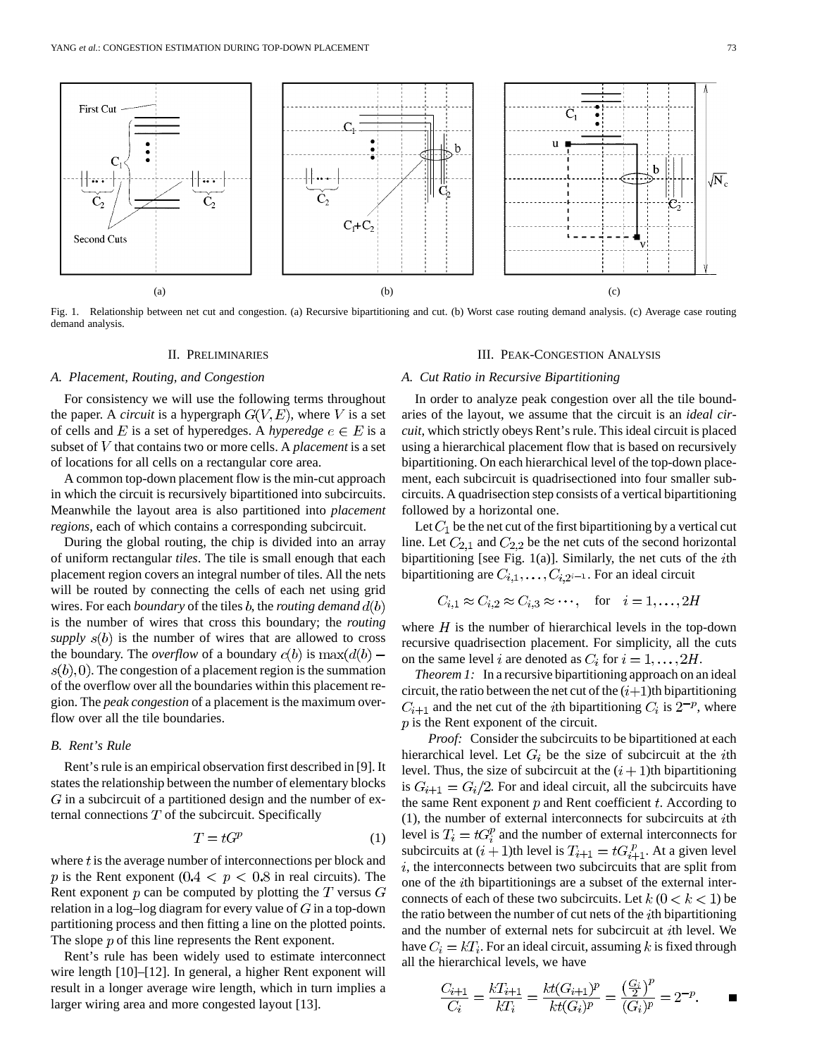Fig. 1. Relationship between net cut and congestion. (a) Recursive bipartitioning and cut. (b) Worst case routing demand analysis. (c) Average case routing demand analysis.

## II. Preliminaries

### A. Placement, Routing, and Congestion

For consistency we will use the following terms throughout the paper. A *circuit* is a hypergraph $G(V, E)$, where $V$ is a set of cells and $E$ is a set of hyperedges. A *hyperedge* $e \in E$ is a subset of $V$ that contains two or more cells. A *placement* is a set of locations for all cells on a rectangular core area.

A common top-down placement flow is the min-cut approach in which the circuit is recursively bipartitioned into subcircuits. Meanwhile the layout area is also partitioned into *placement regions*, each of which contains a corresponding subcircuit.

During the global routing, the chip is divided into an array of uniform rectangular *tiles*. The tile is small enough that each placement region covers an integral number of tiles. All the nets will be routed by connecting the cells of each net using grid wires. For each *boundary* of the tiles $b$, the *routing demand* $d(b)$ is the number of wires that cross this boundary; the *routing supply* $s(b)$ is the number of wires that are allowed to cross the boundary. The *overflow* of a boundary $c(b)$ is $\max(d(b) - s(b), 0)$. The congestion of a placement region is the summation of the overflow over all the boundaries within this placement region. The *peak congestion* of a placement is the maximum overflow over all the tile boundaries.

### B. Rent's Rule

Rent's rule is an empirical observation first described in [9]. It states the relationship between the number of elementary blocks $G$ in a subcircuit of a partitioned design and the number of external connections $T$ of the subcircuit. Specifically

$$T = tG^p \tag{1}$$

where $t$ is the average number of interconnections per block and $p$ is the Rent exponent ($0.4 < p < 0.8$ in real circuits). The Rent exponent $p$ can be computed by plotting the $T$ versus $G$ relation in a log–log diagram for every value of $G$ in a top-down partitioning process and then fitting a line on the plotted points. The slope $p$ of this line represents the Rent exponent.

Rent's rule has been widely used to estimate interconnect wire length [10]–[12]. In general, a higher Rent exponent will result in a longer average wire length, which in turn implies a larger wiring area and more congested layout [13].

## III. Peak-Congestion Analysis

### A. Cut Ratio in Recursive Bipartitioning

In order to analyze peak congestion over all the tile boundaries of the layout, we assume that the circuit is an *ideal circuit*, which strictly obeys Rent's rule. This ideal circuit is placed using a hierarchical placement flow that is based on recursively bipartitioning. On each hierarchical level of the top-down placement, each subcircuit is quadrisectioned into four smaller subcircuits. A quadrisection step consists of a vertical bipartitioning followed by a horizontal one.

Let $C_1$ be the net cut of the first bipartitioning by a vertical cut line. Let $C_{2,1}$ and $C_{2,2}$ be the net cuts of the second horizontal bipartitioning [see Fig. 1(a)]. Similarly, the net cuts of the $i$th bipartitioning are $C_{i,1}, \ldots, C_{i,2^{i-1}}$. For an ideal circuit

$$C_{i,1} \approx C_{i,2} \approx C_{i,3} \approx \cdots, \quad \text{for} \quad i = 1, \ldots, 2H$$

where $H$ is the number of hierarchical levels in the top-down recursive quadrisection placement. For simplicity, all the cuts on the same level $i$ are denoted as $C_i$ for $i = 1, \ldots, 2H$.

*Theorem 1:* In a recursive bipartitioning approach on an ideal circuit, the ratio between the net cut of the $(i+1)$th bipartitioning $C_{i+1}$ and the net cut of the $i$th bipartitioning $C_i$ is $2^{-p}$, where $p$ is the Rent exponent of the circuit.

*Proof:* Consider the subcircuits to be bipartitioned at each hierarchical level. Let $G_i$ be the size of subcircuit at the $i$th level. Thus, the size of subcircuit at the $(i+1)$th bipartitioning is $G_{i+1} = G_i/2$. For and ideal circuit, all the subcircuits have the same Rent exponent $p$ and Rent coefficient $t$. According to (1), the number of external interconnects for subcircuits at $i$th level is $T_i = tG_i^p$ and the number of external interconnects for subcircuits at $(i+1)$th level is $T_{i+1} = tG_{i+1}^p$. At a given level $i$, the interconnects between two subcircuits that are split from one of the $i$th bipartitionings are a subset of the external interconnects of each of these two subcircuits. Let $k$ $(0 < k < 1)$ be the ratio between the number of cut nets of the $i$th bipartitioning and the number of external nets for subcircuit at $i$th level. We have $C_i = kT_i$. For an ideal circuit, assuming $k$ is fixed through all the hierarchical levels, we have

$$\frac{C_{i+1}}{C_i} = \frac{kT_{i+1}}{kT_i} = \frac{kt(G_{i+1})^p}{kt(G_i)^p} = \frac{\left(\frac{G_i}{2}\right)^p}{(G_i)^p} = 2^{-p}. \qquad \blacksquare$$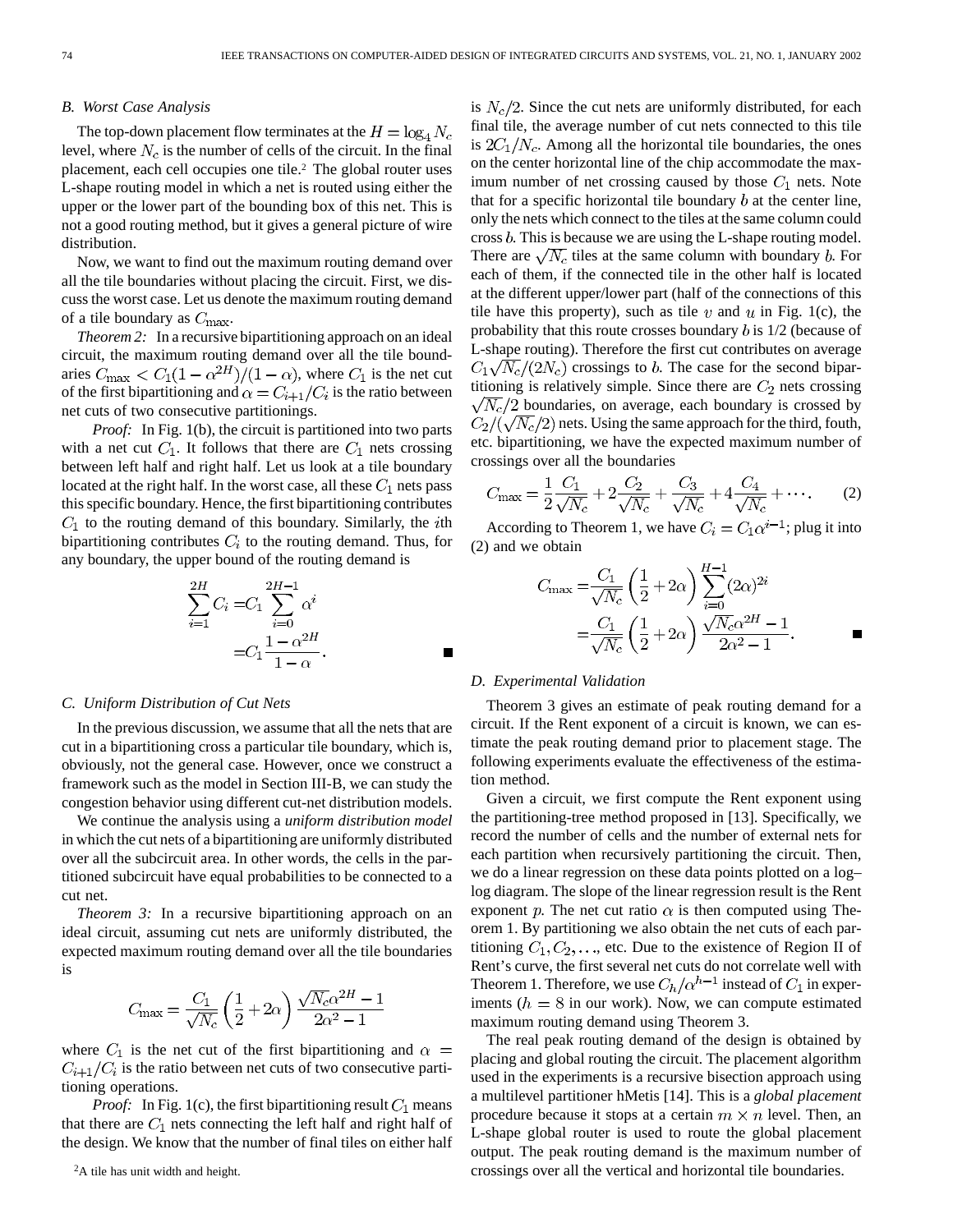### B. Worst Case Analysis

The top-down placement flow terminates at the $H = \log_4 N_c$ level, where $N_c$ is the number of cells of the circuit. In the final placement, each cell occupies one tile.[2] The global router uses L-shape routing model in which a net is routed using either the upper or the lower part of the bounding box of this net. This is not a good routing method, but it gives a general picture of wire distribution.

Now, we want to find out the maximum routing demand over all the tile boundaries without placing the circuit. First, we discuss the worst case. Let us denote the maximum routing demand of a tile boundary as $C_{\max}$.

*Theorem 2:* In a recursive bipartitioning approach on an ideal circuit, the maximum routing demand over all the tile boundaries $C_{\max} < C_1(1 - \alpha^{2H})/(1 - \alpha)$, where $C_1$ is the net cut of the first bipartitioning and $\alpha = C_{i+1}/C_i$ is the ratio between net cuts of two consecutive partitionings.

*Proof:* In Fig. 1(b), the circuit is partitioned into two parts with a net cut $C_1$. It follows that there are $C_1$ nets crossing between left half and right half. Let us look at a tile boundary located at the right half. In the worst case, all these $C_1$ nets pass this specific boundary. Hence, the first bipartitioning contributes $C_1$ to the routing demand of this boundary. Similarly, the $i$th bipartitioning contributes $C_i$ to the routing demand. Thus, for any boundary, the upper bound of the routing demand is

$$\sum_{i=1}^{2H} C_i = C_1 \sum_{i=0}^{2H-1} \alpha^i = C_1 \frac{1 - \alpha^{2H}}{1 - \alpha}. \qquad \blacksquare$$

### C. Uniform Distribution of Cut Nets

In the previous discussion, we assume that all the nets that are cut in a bipartitioning cross a particular tile boundary, which is, obviously, not the general case. However, once we construct a framework such as the model in Section III-B, we can study the congestion behavior using different cut-net distribution models.

We continue the analysis using a *uniform distribution model* in which the cut nets of a bipartitioning are uniformly distributed over all the subcircuit area. In other words, the cells in the partitioned subcircuit have equal probabilities to be connected to a cut net.

*Theorem 3:* In a recursive bipartitioning approach on an ideal circuit, assuming cut nets are uniformly distributed, the expected maximum routing demand over all the tile boundaries is

$$C_{\max} = \frac{C_1}{\sqrt{N_c}} \left(\frac{1}{2} + 2\alpha\right) \frac{\sqrt{N_c}\alpha^{2H} - 1}{2\alpha^2 - 1}$$

where $C_1$ is the net cut of the first bipartitioning and $\alpha = C_{i+1}/C_i$ is the ratio between net cuts of two consecutive partitioning operations.

*Proof:* In Fig. 1(c), the first bipartitioning result $C_1$ means that there are $C_1$ nets connecting the left half and right half of the design. We know that the number of final tiles on either half is $N_c/2$. Since the cut nets are uniformly distributed, for each final tile, the average number of cut nets connected to this tile is $2C_1/N_c$. Among all the horizontal tile boundaries, the ones on the center horizontal line of the chip accommodate the maximum number of net crossing caused by those $C_1$ nets. Note that for a specific horizontal tile boundary $b$ at the center line, only the nets which connect to the tiles at the same column could cross $b$. This is because we are using the L-shape routing model. There are $\sqrt{N_c}$ tiles at the same column with boundary $b$. For each of them, if the connected tile in the other half is located at the different upper/lower part (half of the connections of this tile have this property), such as tile $v$ and $u$ in Fig. 1(c), the probability that this route crosses boundary $b$ is 1/2 (because of L-shape routing). Therefore the first cut contributes on average $C_1\sqrt{N_c}/(2N_c)$ crossings to $b$. The case for the second bipartitioning is relatively simple. Since there are $C_2$ nets crossing $\sqrt{N_c}/2$ boundaries, on average, each boundary is crossed by $C_2/(\sqrt{N_c}/2)$ nets. Using the same approach for the third, fouth, etc. bipartitioning, we have the expected maximum number of crossings over all the boundaries

$$C_{\max} = \frac{1}{2}\frac{C_1}{\sqrt{N_c}} + 2\frac{C_2}{\sqrt{N_c}} + \frac{C_3}{\sqrt{N_c}} + 4\frac{C_4}{\sqrt{N_c}} + \cdots. \qquad (2)$$

According to Theorem 1, we have $C_i = C_1\alpha^{i-1}$; plug it into (2) and we obtain

$$C_{\max} = \frac{C_1}{\sqrt{N_c}} \left(\frac{1}{2} + 2\alpha\right) \sum_{i=0}^{H-1} (2\alpha)^{2i} = \frac{C_1}{\sqrt{N_c}} \left(\frac{1}{2} + 2\alpha\right) \frac{\sqrt{N_c}\alpha^{2H} - 1}{2\alpha^2 - 1}. \qquad \blacksquare$$

### D. Experimental Validation

Theorem 3 gives an estimate of peak routing demand for a circuit. If the Rent exponent of a circuit is known, we can estimate the peak routing demand prior to placement stage. The following experiments evaluate the effectiveness of the estimation method.

Given a circuit, we first compute the Rent exponent using the partitioning-tree method proposed in [13]. Specifically, we record the number of cells and the number of external nets for each partition when recursively partitioning the circuit. Then, we do a linear regression on these data points plotted on a log–log diagram. The slope of the linear regression result is the Rent exponent $p$. The net cut ratio $\alpha$ is then computed using Theorem 1. By partitioning we also obtain the net cuts of each partitioning $C_1, C_2, \ldots$, etc. Due to the existence of Region II of Rent's curve, the first several net cuts do not correlate well with Theorem 1. Therefore, we use $C_h/\alpha^{h-1}$ instead of $C_1$ in experiments ($h = 8$ in our work). Now, we can compute estimated maximum routing demand using Theorem 3.

The real peak routing demand of the design is obtained by placing and global routing the circuit. The placement algorithm used in the experiments is a recursive bisection approach using a multilevel partitioner hMetis [14]. This is a *global placement* procedure because it stops at a certain $m \times n$ level. Then, an L-shape global router is used to route the global placement output. The peak routing demand is the maximum number of crossings over all the vertical and horizontal tile boundaries.

[2] A tile has unit width and height.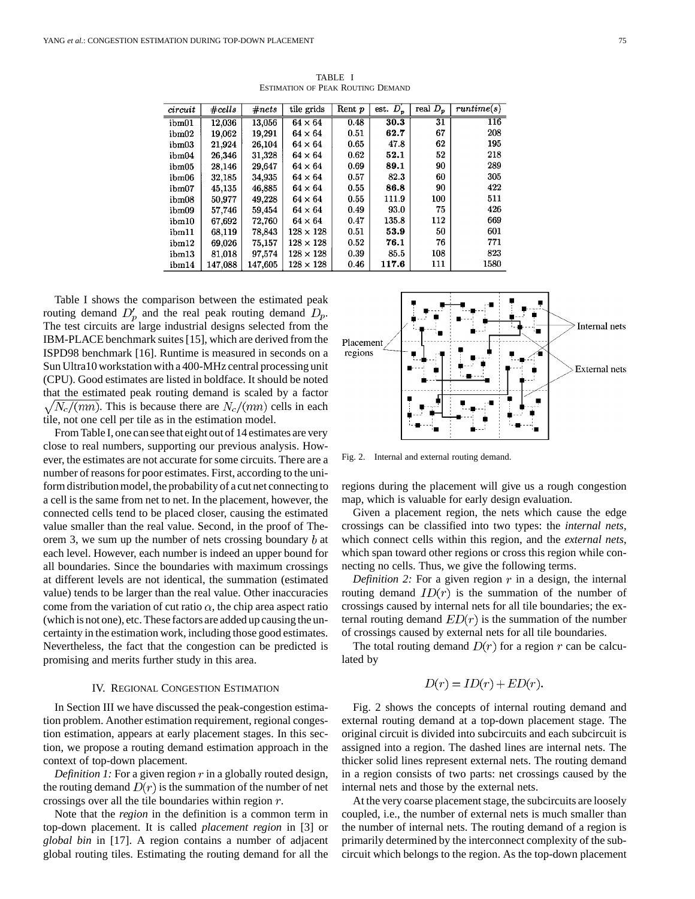TABLE I
ESTIMATION OF PEAK ROUTING DEMAND

| *circuit* | *#cells* | *#nets* | tile grids | Rent $p$ | est. $D_p^{'}$ | real $D_p$ | *runtime(s)* |
|---|---|---|---|---|---|---|---|
| ibm01 | 12,036 | 13,056 | $64 \times 64$ | 0.48 | **30.3** | 31 | 116 |
| ibm02 | 19,062 | 19,291 | $64 \times 64$ | 0.51 | **62.7** | 67 | 208 |
| ibm03 | 21,924 | 26,104 | $64 \times 64$ | 0.65 | 47.8 | 62 | 195 |
| ibm04 | 26,346 | 31,328 | $64 \times 64$ | 0.62 | **52.1** | 52 | 218 |
| ibm05 | 28,146 | 29,647 | $64 \times 64$ | 0.69 | **89.1** | 90 | 289 |
| ibm06 | 32,185 | 34,935 | $64 \times 64$ | 0.57 | 82.3 | 60 | 305 |
| ibm07 | 45,135 | 46,885 | $64 \times 64$ | 0.55 | **86.8** | 90 | 422 |
| ibm08 | 50,977 | 49,228 | $64 \times 64$ | 0.55 | 111.9 | 100 | 511 |
| ibm09 | 57,746 | 59,454 | $64 \times 64$ | 0.49 | 93.0 | 75 | 426 |
| ibm10 | 67,692 | 72,760 | $64 \times 64$ | 0.47 | 135.8 | 112 | 669 |
| ibm11 | 68,119 | 78,843 | $128 \times 128$ | 0.51 | **53.9** | 50 | 601 |
| ibm12 | 69,026 | 75,157 | $128 \times 128$ | 0.52 | **76.1** | 76 | 771 |
| ibm13 | 81,018 | 97,574 | $128 \times 128$ | 0.39 | 85.5 | 108 | 823 |
| ibm14 | 147,088 | 147,605 | $128 \times 128$ | 0.46 | **117.6** | 111 | 1580 |

Table I shows the comparison between the estimated peak routing demand $D_p'$ and the real peak routing demand $D_p$. The test circuits are large industrial designs selected from the IBM-PLACE benchmark suites [15], which are derived from the ISPD98 benchmark [16]. Runtime is measured in seconds on a Sun Ultra10 workstation with a 400-MHz central processing unit (CPU). Good estimates are listed in boldface. It should be noted that the estimated peak routing demand is scaled by a factor $\sqrt{N_c/(mn)}$. This is because there are $N_c/(mn)$ cells in each tile, not one cell per tile as in the estimation model.

From Table I, one can see that eight out of 14 estimates are very close to real numbers, supporting our previous analysis. However, the estimates are not accurate for some circuits. There are a number of reasons for poor estimates. First, according to the uniform distribution model, the probability of a cut net connecting to a cell is the same from net to net. In the placement, however, the connected cells tend to be placed closer, causing the estimated value smaller than the real value. Second, in the proof of Theorem 3, we sum up the number of nets crossing boundary $b$ at each level. However, each number is indeed an upper bound for all boundaries. Since the boundaries with maximum crossings at different levels are not identical, the summation (estimated value) tends to be larger than the real value. Other inaccuracies come from the variation of cut ratio $\alpha$, the chip area aspect ratio (which is not one), etc. These factors are added up causing the uncertainty in the estimation work, including those good estimates. Nevertheless, the fact that the congestion can be predicted is promising and merits further study in this area.

## IV. Regional Congestion Estimation

In Section III we have discussed the peak-congestion estimation problem. Another estimation requirement, regional congestion estimation, appears at early placement stages. In this section, we propose a routing demand estimation approach in the context of top-down placement.

*Definition 1:* For a given region $r$ in a globally routed design, the routing demand $D(r)$ is the summation of the number of net crossings over all the tile boundaries within region $r$.

Note that the *region* in the definition is a common term in top-down placement. It is called *placement region* in [3] or *global bin* in [17]. A region contains a number of adjacent global routing tiles. Estimating the routing demand for all the regions during the placement will give us a rough congestion map, which is valuable for early design evaluation.

Placement regions

Internal nets

External nets

Fig. 2. Internal and external routing demand.

Given a placement region, the nets which cause the edge crossings can be classified into two types: the *internal nets*, which connect cells within this region, and the *external nets*, which span toward other regions or cross this region while connecting no cells. Thus, we give the following terms.

*Definition 2:* For a given region $r$ in a design, the internal routing demand $ID(r)$ is the summation of the number of crossings caused by internal nets for all tile boundaries; the external routing demand $ED(r)$ is the summation of the number of crossings caused by external nets for all tile boundaries.

The total routing demand $D(r)$ for a region $r$ can be calculated by

$$D(r) = ID(r) + ED(r).$$

Fig. 2 shows the concepts of internal routing demand and external routing demand at a top-down placement stage. The original circuit is divided into subcircuits and each subcircuit is assigned into a region. The dashed lines are internal nets. The thicker solid lines represent external nets. The routing demand in a region consists of two parts: net crossings caused by the internal nets and those by the external nets.

At the very coarse placement stage, the subcircuits are loosely coupled, i.e., the number of external nets is much smaller than the number of internal nets. The routing demand of a region is primarily determined by the interconnect complexity of the subcircuit which belongs to the region. As the top-down placement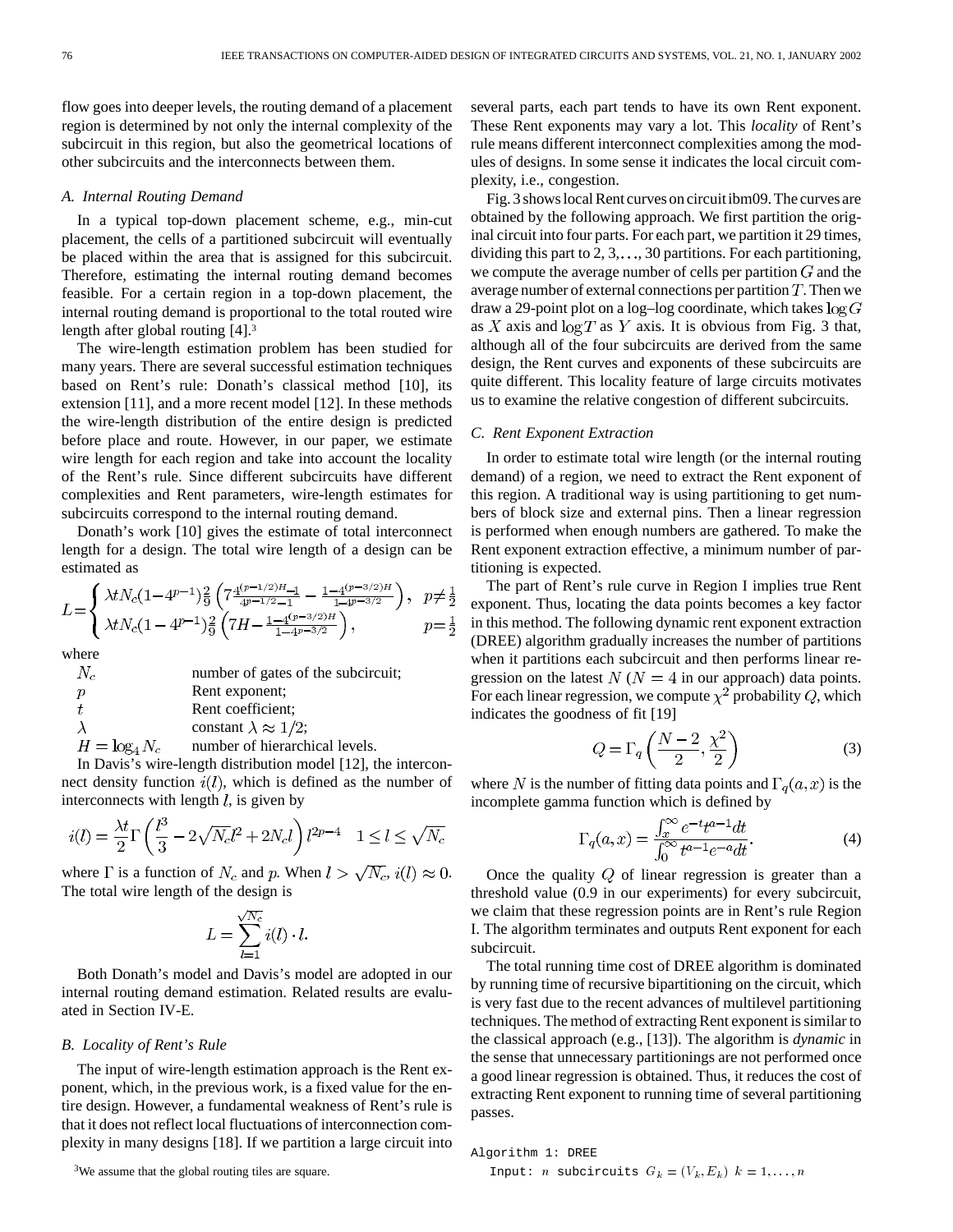flow goes into deeper levels, the routing demand of a placement region is determined by not only the internal complexity of the subcircuit in this region, but also the geometrical locations of other subcircuits and the interconnects between them.

### A. Internal Routing Demand

In a typical top-down placement scheme, e.g., min-cut placement, the cells of a partitioned subcircuit will eventually be placed within the area that is assigned for this subcircuit. Therefore, estimating the internal routing demand becomes feasible. For a certain region in a top-down placement, the internal routing demand is proportional to the total routed wire length after global routing [4].[3]

The wire-length estimation problem has been studied for many years. There are several successful estimation techniques based on Rent's rule: Donath's classical method [10], its extension [11], and a more recent model [12]. In these methods the wire-length distribution of the entire design is predicted before place and route. However, in our paper, we estimate wire length for each region and take into account the locality of the Rent's rule. Since different subcircuits have different complexities and Rent parameters, wire-length estimates for subcircuits correspond to the internal routing demand.

Donath's work [10] gives the estimate of total interconnect length for a design. The total wire length of a design can be estimated as

$$L=\begin{cases} \lambda t N_c(1-4^{p-1})\frac{2}{9}\left(7\frac{4^{(p-1/2)H}-1}{4^{p-1/2}-1}-\frac{1-4^{(p-3/2)H}}{1-4^{p-3/2}}\right), & p\neq\frac{1}{2}\\ \lambda t N_c(1-4^{p-1})\frac{2}{9}\left(7H-\frac{1-4^{(p-3/2)H}}{1-4^{p-3/2}}\right), & p=\frac{1}{2}\end{cases}$$

where

- $N_c$ number of gates of the subcircuit;
- $p$ Rent exponent;
- $t$ Rent coefficient;
- $\lambda$ constant $\lambda \approx 1/2$;
- $H=\log_4 N_c$ number of hierarchical levels.

In Davis's wire-length distribution model [12], the interconnect density function $i(l)$, which is defined as the number of interconnects with length $l$, is given by

$$i(l)=\frac{\lambda t}{2}\Gamma\left(\frac{l^3}{3}-2\sqrt{N_c}l^2+2N_c l\right)l^{2p-4} \quad 1\leq l\leq\sqrt{N_c}$$

where $\Gamma$ is a function of $N_c$ and $p$. When $l>\sqrt{N_c}$, $i(l)\approx 0$. The total wire length of the design is

$$L=\sum_{l=1}^{\sqrt{N_c}} i(l)\cdot l.$$

Both Donath's model and Davis's model are adopted in our internal routing demand estimation. Related results are evaluated in Section IV-E.

### B. Locality of Rent's Rule

The input of wire-length estimation approach is the Rent exponent, which, in the previous work, is a fixed value for the entire design. However, a fundamental weakness of Rent's rule is that it does not reflect local fluctuations of interconnection complexity in many designs [18]. If we partition a large circuit into several parts, each part tends to have its own Rent exponent. These Rent exponents may vary a lot. This *locality* of Rent's rule means different interconnect complexities among the modules of designs. In some sense it indicates the local circuit complexity, i.e., congestion.

Fig. 3 shows local Rent curves on circuit ibm09. The curves are obtained by the following approach. We first partition the original circuit into four parts. For each part, we partition it 29 times, dividing this part to 2, 3, …, 30 partitions. For each partitioning, we compute the average number of cells per partition $G$ and the average number of external connections per partition $T$. Then we draw a 29-point plot on a log–log coordinate, which takes $\log G$ as $X$ axis and $\log T$ as $Y$ axis. It is obvious from Fig. 3 that, although all of the four subcircuits are derived from the same design, the Rent curves and exponents of these subcircuits are quite different. This locality feature of large circuits motivates us to examine the relative congestion of different subcircuits.

### C. Rent Exponent Extraction

In order to estimate total wire length (or the internal routing demand) of a region, we need to extract the Rent exponent of this region. A traditional way is using partitioning to get numbers of block size and external pins. Then a linear regression is performed when enough numbers are gathered. To make the Rent exponent extraction effective, a minimum number of partitioning is expected.

The part of Rent's rule curve in Region I implies true Rent exponent. Thus, locating the data points becomes a key factor in this method. The following dynamic rent exponent extraction (DREE) algorithm gradually increases the number of partitions when it partitions each subcircuit and then performs linear regression on the latest $N$ ($N=4$ in our approach) data points. For each linear regression, we compute $\chi^2$ probability $Q$, which indicates the goodness of fit [19]

$$Q=\Gamma_q\left(\frac{N-2}{2},\frac{\chi^2}{2}\right) \tag{3}$$

where $N$ is the number of fitting data points and $\Gamma_q(a,x)$ is the incomplete gamma function which is defined by

$$\Gamma_q(a,x)=\frac{\int_x^\infty e^{-t}t^{a-1}dt}{\int_0^\infty t^{a-1}e^{-a}dt}. \tag{4}$$

Once the quality $Q$ of linear regression is greater than a threshold value (0.9 in our experiments) for every subcircuit, we claim that these regression points are in Rent's rule Region I. The algorithm terminates and outputs Rent exponent for each subcircuit.

The total running time cost of DREE algorithm is dominated by running time of recursive bipartitioning on the circuit, which is very fast due to the recent advances of multilevel partitioning techniques. The method of extracting Rent exponent is similar to the classical approach (e.g., [13]). The algorithm is *dynamic* in the sense that unnecessary partitionings are not performed once a good linear regression is obtained. Thus, it reduces the cost of extracting Rent exponent to running time of several partitioning passes.

```
Algorithm 1: DREE
  Input: n subcircuits G_k = (V_k, E_k) k = 1,...,n
```

[3] We assume that the global routing tiles are square.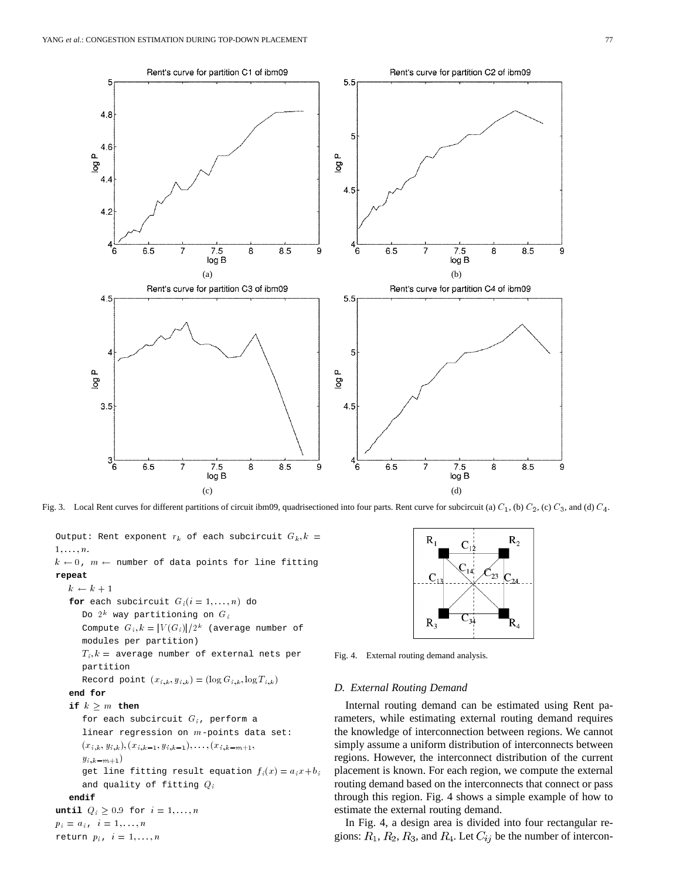Fig. 3. Local Rent curves for different partitions of circuit ibm09, quadrisectioned into four parts. Rent curve for subcircuit (a) $C_1$, (b) $C_2$, (c) $C_3$, and (d) $C_4$.

```
Output: Rent exponent r_k of each subcircuit G_k, k = 1,...,n.
k ← 0, m ← number of data points for line fitting
repeat
   k ← k + 1
   for each subcircuit G_i (i = 1,...,n) do
      Do 2^k way partitioning on G_i
      Compute G_i,k = |V(G_i)|/2^k (average number of
      modules per partition)
      T_i,k = average number of external nets per
      partition
      Record point (x_{i,k}, y_{i,k}) = (log G_{i,k}, log T_{i,k})
   end for
   if k ≥ m then
      for each subcircuit G_i, perform a
      linear regression on m-points data set:
      (x_{i,k}, y_{i,k}), (x_{i,k-1}, y_{i,k-1}), ..., (x_{i,k-m+1},
      y_{i,k-m+1})
      get line fitting result equation f_i(x) = a_i x + b_i
      and quality of fitting Q_i
   endif
until Q_i ≥ 0.9 for i = 1,...,n
p_i = a_i, i = 1,...,n
return p_i, i = 1,...,n
```

Fig. 4. External routing demand analysis.

### D. External Routing Demand

Internal routing demand can be estimated using Rent parameters, while estimating external routing demand requires the knowledge of interconnection between regions. We cannot simply assume a uniform distribution of interconnects between regions. However, the interconnect distribution of the current placement is known. For each region, we compute the external routing demand based on the interconnects that connect or pass through this region. Fig. 4 shows a simple example of how to estimate the external routing demand.

In Fig. 4, a design area is divided into four rectangular regions: $R_1$, $R_2$, $R_3$, and $R_4$. Let $C_{ij}$ be the number of intercon-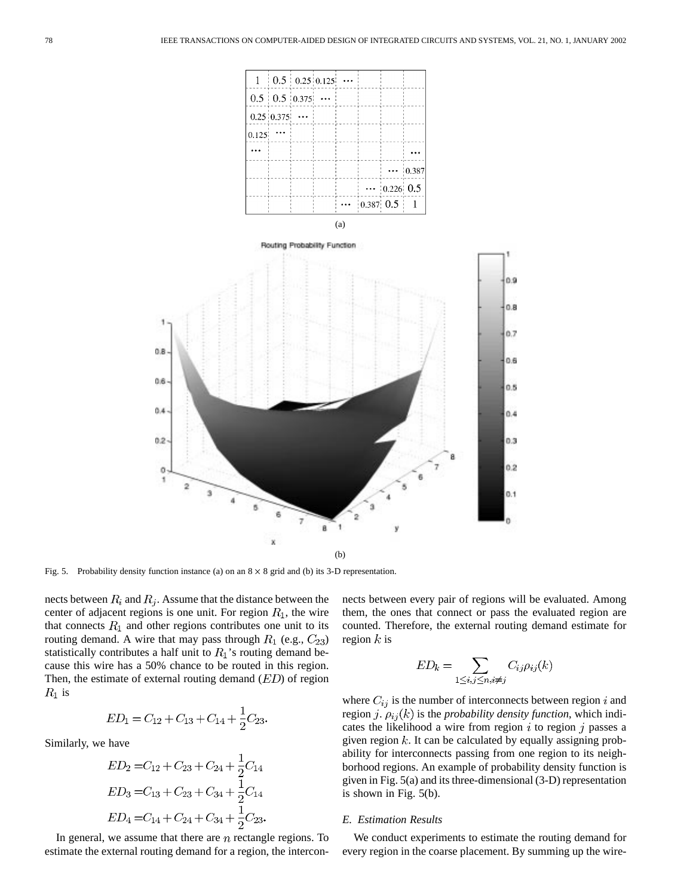Fig. 5. Probability density function instance (a) on an $8 \times 8$ grid and (b) its 3-D representation.

nects between $R_i$ and $R_j$. Assume that the distance between the center of adjacent regions is one unit. For region $R_1$, the wire that connects $R_1$ and other regions contributes one unit to its routing demand. A wire that may pass through $R_1$ (e.g., $C_{23}$) statistically contributes a half unit to $R_1$'s routing demand because this wire has a 50% chance to be routed in this region. Then, the estimate of external routing demand ($ED$) of region $R_1$ is

$$ED_1 = C_{12} + C_{13} + C_{14} + \frac{1}{2}C_{23}.$$

Similarly, we have

$$ED_2 = C_{12} + C_{23} + C_{24} + \frac{1}{2}C_{14}$$
$$ED_3 = C_{13} + C_{23} + C_{34} + \frac{1}{2}C_{14}$$
$$ED_4 = C_{14} + C_{24} + C_{34} + \frac{1}{2}C_{23}.$$

In general, we assume that there are $n$ rectangle regions. To estimate the external routing demand for a region, the interconnects between every pair of regions will be evaluated. Among them, the ones that connect or pass the evaluated region are counted. Therefore, the external routing demand estimate for region $k$ is

$$ED_k = \sum_{1 \le i,j \le n, i \ne j} C_{ij}\rho_{ij}(k)$$

where $C_{ij}$ is the number of interconnects between region $i$ and region $j$. $\rho_{ij}(k)$ is the *probability density function*, which indicates the likelihood a wire from region $i$ to region $j$ passes a given region $k$. It can be calculated by equally assigning probability for interconnects passing from one region to its neighborhood regions. An example of probability density function is given in Fig. 5(a) and its three-dimensional (3-D) representation is shown in Fig. 5(b).

### E. Estimation Results

We conduct experiments to estimate the routing demand for every region in the coarse placement. By summing up the wire-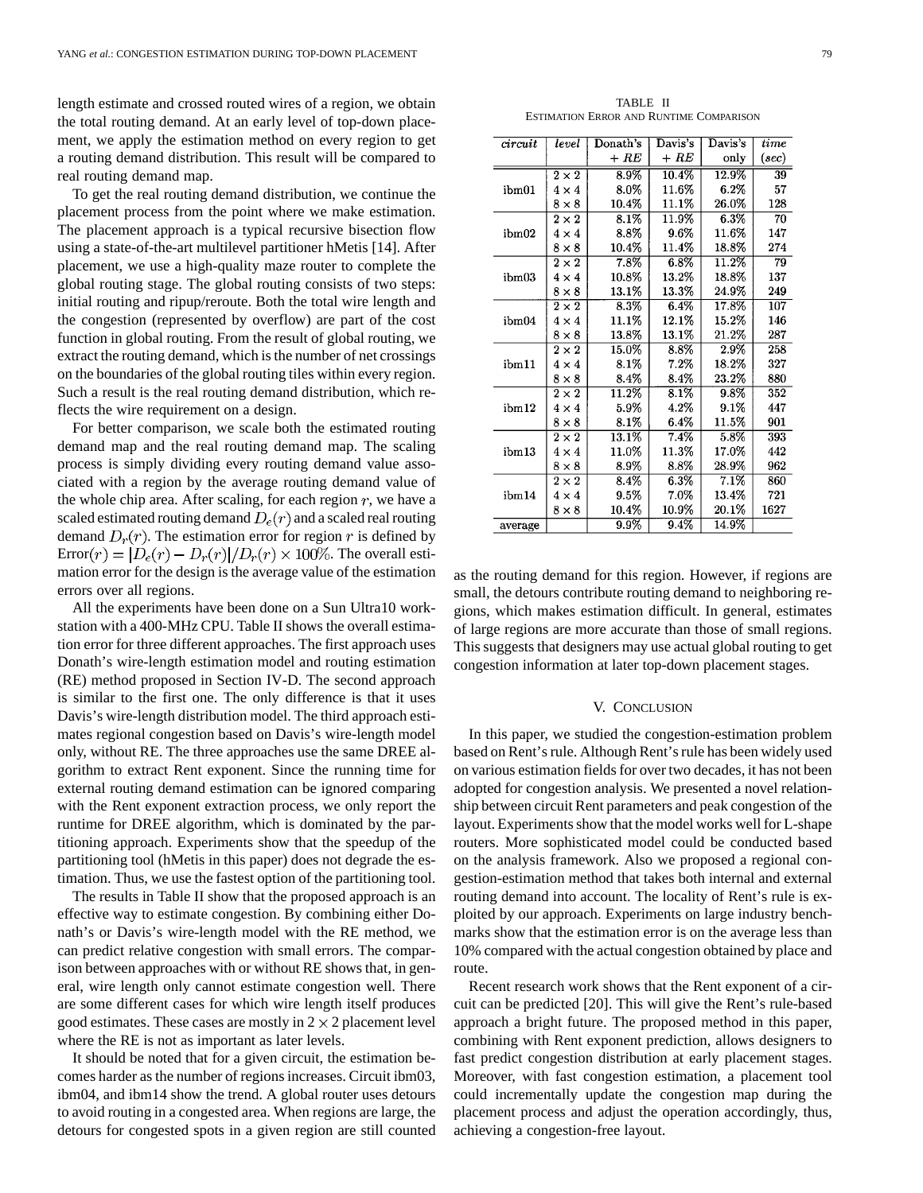length estimate and crossed routed wires of a region, we obtain the total routing demand. At an early level of top-down placement, we apply the estimation method on every region to get a routing demand distribution. This result will be compared to real routing demand map.

To get the real routing demand distribution, we continue the placement process from the point where we make estimation. The placement approach is a typical recursive bisection flow using a state-of-the-art multilevel partitioner hMetis [14]. After placement, we use a high-quality maze router to complete the global routing stage. The global routing consists of two steps: initial routing and ripup/reroute. Both the total wire length and the congestion (represented by overflow) are part of the cost function in global routing. From the result of global routing, we extract the routing demand, which is the number of net crossings on the boundaries of the global routing tiles within every region. Such a result is the real routing demand distribution, which reflects the wire requirement on a design.

For better comparison, we scale both the estimated routing demand map and the real routing demand map. The scaling process is simply dividing every routing demand value associated with a region by the average routing demand value of the whole chip area. After scaling, for each region $r$, we have a scaled estimated routing demand $D_e(r)$ and a scaled real routing demand $D_r(r)$. The estimation error for region $r$ is defined by $\text{Error}(r) = |D_e(r) - D_r(r)|/D_r(r) \times 100\%$. The overall estimation error for the design is the average value of the estimation errors over all regions.

All the experiments have been done on a Sun Ultra10 workstation with a 400-MHz CPU. Table II shows the overall estimation error for three different approaches. The first approach uses Donath's wire-length estimation model and routing estimation (RE) method proposed in Section IV-D. The second approach is similar to the first one. The only difference is that it uses Davis's wire-length distribution model. The third approach estimates regional congestion based on Davis's wire-length model only, without RE. The three approaches use the same DREE algorithm to extract Rent exponent. Since the running time for external routing demand estimation can be ignored comparing with the Rent exponent extraction process, we only report the runtime for DREE algorithm, which is dominated by the partitioning approach. Experiments show that the speedup of the partitioning tool (hMetis in this paper) does not degrade the estimation. Thus, we use the fastest option of the partitioning tool.

The results in Table II show that the proposed approach is an effective way to estimate congestion. By combining either Donath's or Davis's wire-length model with the RE method, we can predict relative congestion with small errors. The comparison between approaches with or without RE shows that, in general, wire length only cannot estimate congestion well. There are some different cases for which wire length itself produces good estimates. These cases are mostly in $2 \times 2$ placement level where the RE is not as important as later levels.

It should be noted that for a given circuit, the estimation becomes harder as the number of regions increases. Circuit ibm03, ibm04, and ibm14 show the trend. A global router uses detours to avoid routing in a congested area. When regions are large, the detours for congested spots in a given region are still counted as the routing demand for this region. However, if regions are small, the detours contribute routing demand to neighboring regions, which makes estimation difficult. In general, estimates of large regions are more accurate than those of small regions. This suggests that designers may use actual global routing to get congestion information at later top-down placement stages.

TABLE II
ESTIMATION ERROR AND RUNTIME COMPARISON

| *circuit* | *level* | Donath's + *RE* | Davis's + *RE* | Davis's only | *time* (*sec*) |
|---|---|---|---|---|---|
| ibm01 | $2 \times 2$ | 8.9% | 10.4% | 12.9% | 39 |
| | $4 \times 4$ | 8.0% | 11.6% | 6.2% | 57 |
| | $8 \times 8$ | 10.4% | 11.1% | 26.0% | 128 |
| ibm02 | $2 \times 2$ | 8.1% | 11.9% | 6.3% | 70 |
| | $4 \times 4$ | 8.8% | 9.6% | 11.6% | 147 |
| | $8 \times 8$ | 10.4% | 11.4% | 18.8% | 274 |
| ibm03 | $2 \times 2$ | 7.8% | 6.8% | 11.2% | 79 |
| | $4 \times 4$ | 10.8% | 13.2% | 18.8% | 137 |
| | $8 \times 8$ | 13.1% | 13.3% | 24.9% | 249 |
| ibm04 | $2 \times 2$ | 8.3% | 6.4% | 17.8% | 107 |
| | $4 \times 4$ | 11.1% | 12.1% | 15.2% | 146 |
| | $8 \times 8$ | 13.8% | 13.1% | 21.2% | 287 |
| ibm11 | $2 \times 2$ | 15.0% | 8.8% | 2.9% | 258 |
| | $4 \times 4$ | 8.1% | 7.2% | 18.2% | 327 |
| | $8 \times 8$ | 8.4% | 8.4% | 23.2% | 880 |
| ibm12 | $2 \times 2$ | 11.2% | 8.1% | 9.8% | 352 |
| | $4 \times 4$ | 5.9% | 4.2% | 9.1% | 447 |
| | $8 \times 8$ | 8.1% | 6.4% | 11.5% | 901 |
| ibm13 | $2 \times 2$ | 13.1% | 7.4% | 5.8% | 393 |
| | $4 \times 4$ | 11.0% | 11.3% | 17.0% | 442 |
| | $8 \times 8$ | 8.9% | 8.8% | 28.9% | 962 |
| ibm14 | $2 \times 2$ | 8.4% | 6.3% | 7.1% | 860 |
| | $4 \times 4$ | 9.5% | 7.0% | 13.4% | 721 |
| | $8 \times 8$ | 10.4% | 10.9% | 20.1% | 1627 |
| average | | 9.9% | 9.4% | 14.9% | |

## V. Conclusion

In this paper, we studied the congestion-estimation problem based on Rent's rule. Although Rent's rule has been widely used on various estimation fields for over two decades, it has not been adopted for congestion analysis. We presented a novel relationship between circuit Rent parameters and peak congestion of the layout. Experiments show that the model works well for L-shape routers. More sophisticated model could be conducted based on the analysis framework. Also we proposed a regional congestion-estimation method that takes both internal and external routing demand into account. The locality of Rent's rule is exploited by our approach. Experiments on large industry benchmarks show that the estimation error is on the average less than 10% compared with the actual congestion obtained by place and route.

Recent research work shows that the Rent exponent of a circuit can be predicted [20]. This will give the Rent's rule-based approach a bright future. The proposed method in this paper, combining with Rent exponent prediction, allows designers to fast predict congestion distribution at early placement stages. Moreover, with fast congestion estimation, a placement tool could incrementally update the congestion map during the placement process and adjust the operation accordingly, thus, achieving a congestion-free layout.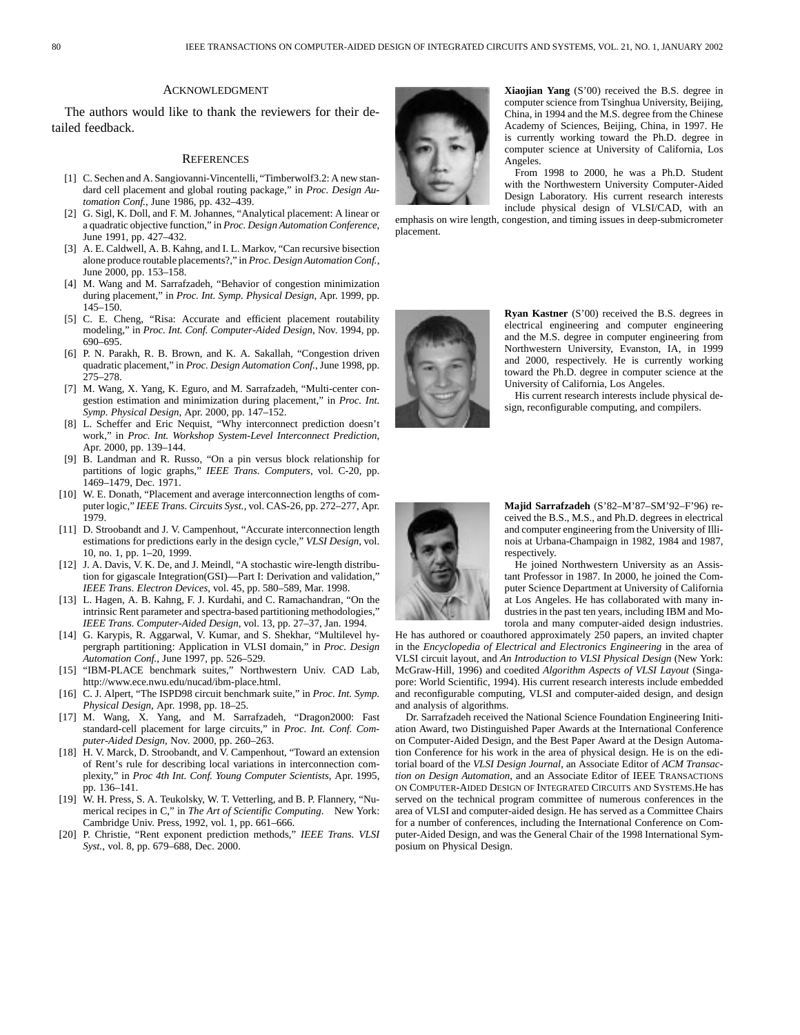## ACKNOWLEDGMENT

The authors would like to thank the reviewers for their detailed feedback.

## REFERENCES

[1] C. Sechen and A. Sangiovanni-Vincentelli, "Timberwolf3.2: A new standard cell placement and global routing package," in *Proc. Design Automation Conf.*, June 1986, pp. 432–439.

[2] G. Sigl, K. Doll, and F. M. Johannes, "Analytical placement: A linear or a quadratic objective function," in *Proc. Design Automation Conference*, June 1991, pp. 427–432.

[3] A. E. Caldwell, A. B. Kahng, and I. L. Markov, "Can recursive bisection alone produce routable placements?," in *Proc. Design Automation Conf.*, June 2000, pp. 153–158.

[4] M. Wang and M. Sarrafzadeh, "Behavior of congestion minimization during placement," in *Proc. Int. Symp. Physical Design*, Apr. 1999, pp. 145–150.

[5] C. E. Cheng, "Risa: Accurate and efficient placement routability modeling," in *Proc. Int. Conf. Computer-Aided Design*, Nov. 1994, pp. 690–695.

[6] P. N. Parakh, R. B. Brown, and K. A. Sakallah, "Congestion driven quadratic placement," in *Proc. Design Automation Conf.*, June 1998, pp. 275–278.

[7] M. Wang, X. Yang, K. Eguro, and M. Sarrafzadeh, "Multi-center congestion estimation and minimization during placement," in *Proc. Int. Symp. Physical Design*, Apr. 2000, pp. 147–152.

[8] L. Scheffer and Eric Nequist, "Why interconnect prediction doesn't work," in *Proc. Int. Workshop System-Level Interconnect Prediction*, Apr. 2000, pp. 139–144.

[9] B. Landman and R. Russo, "On a pin versus block relationship for partitions of logic graphs," *IEEE Trans. Computers*, vol. C-20, pp. 1469–1479, Dec. 1971.

[10] W. E. Donath, "Placement and average interconnection lengths of computer logic," *IEEE Trans. Circuits Syst.*, vol. CAS-26, pp. 272–277, Apr. 1979.

[11] D. Stroobandt and J. V. Campenhout, "Accurate interconnection length estimations for predictions early in the design cycle," *VLSI Design*, vol. 10, no. 1, pp. 1–20, 1999.

[12] J. A. Davis, V. K. De, and J. Meindl, "A stochastic wire-length distribution for gigascale Integration(GSI)—Part I: Derivation and validation," *IEEE Trans. Electron Devices*, vol. 45, pp. 580–589, Mar. 1998.

[13] L. Hagen, A. B. Kahng, F. J. Kurdahi, and C. Ramachandran, "On the intrinsic Rent parameter and spectra-based partitioning methodologies," *IEEE Trans. Computer-Aided Design*, vol. 13, pp. 27–37, Jan. 1994.

[14] G. Karypis, R. Aggarwal, V. Kumar, and S. Shekhar, "Multilevel hypergraph partitioning: Application in VLSI domain," in *Proc. Design Automation Conf.*, June 1997, pp. 526–529.

[15] "IBM-PLACE benchmark suites," Northwestern Univ. CAD Lab, http://www.ece.nwu.edu/nucad/ibm-place.html.

[16] C. J. Alpert, "The ISPD98 circuit benchmark suite," in *Proc. Int. Symp. Physical Design*, Apr. 1998, pp. 18–25.

[17] M. Wang, X. Yang, and M. Sarrafzadeh, "Dragon2000: Fast standard-cell placement for large circuits," in *Proc. Int. Conf. Computer-Aided Design*, Nov. 2000, pp. 260–263.

[18] H. V. Marck, D. Stroobandt, and V. Campenhout, "Toward an extension of Rent's rule for describing local variations in interconnection complexity," in *Proc 4th Int. Conf. Young Computer Scientists*, Apr. 1995, pp. 136–141.

[19] W. H. Press, S. A. Teukolsky, W. T. Vetterling, and B. P. Flannery, "Numerical recipes in C," in *The Art of Scientific Computing*. New York: Cambridge Univ. Press, 1992, vol. 1, pp. 661–666.

[20] P. Christie, "Rent exponent prediction methods," *IEEE Trans. VLSI Syst.*, vol. 8, pp. 679–688, Dec. 2000.

**Xiaojian Yang** (S'00) received the B.S. degree in computer science from Tsinghua University, Beijing, China, in 1994 and the M.S. degree from the Chinese Academy of Sciences, Beijing, China, in 1997. He is currently working toward the Ph.D. degree in computer science at University of California, Los Angeles.

From 1998 to 2000, he was a Ph.D. Student with the Northwestern University Computer-Aided Design Laboratory. His current research interests include physical design of VLSI/CAD, with an emphasis on wire length, congestion, and timing issues in deep-submicrometer placement.

**Ryan Kastner** (S'00) received the B.S. degrees in electrical engineering and computer engineering and the M.S. degree in computer engineering from Northwestern University, Evanston, IA, in 1999 and 2000, respectively. He is currently working toward the Ph.D. degree in computer science at the University of California, Los Angeles.

His current research interests include physical design, reconfigurable computing, and compilers.

**Majid Sarrafzadeh** (S'82–M'87–SM'92–F'96) received the B.S., M.S., and Ph.D. degrees in electrical and computer engineering from the University of Illinois at Urbana-Champaign in 1982, 1984 and 1987, respectively.

He joined Northwestern University as an Assistant Professor in 1987. In 2000, he joined the Computer Science Department at University of California at Los Angeles. He has collaborated with many industries in the past ten years, including IBM and Motorola and many computer-aided design industries. He has authored or coauthored approximately 250 papers, an invited chapter in the *Encyclopedia of Electrical and Electronics Engineering* in the area of VLSI circuit layout, and *An Introduction to VLSI Physical Design* (New York: McGraw-Hill, 1996) and coedited *Algorithm Aspects of VLSI Layout* (Singapore: World Scientific, 1994). His current research interests include embedded and reconfigurable computing, VLSI and computer-aided design, and design and analysis of algorithms.

Dr. Sarrafzadeh received the National Science Foundation Engineering Initiation Award, two Distinguished Paper Awards at the International Conference on Computer-Aided Design, and the Best Paper Award at the Design Automation Conference for his work in the area of physical design. He is on the editorial board of the *VLSI Design Journal*, an Associate Editor of *ACM Transaction on Design Automation*, and an Associate Editor of IEEE TRANSACTIONS ON COMPUTER-AIDED DESIGN OF INTEGRATED CIRCUITS AND SYSTEMS.He has served on the technical program committee of numerous conferences in the area of VLSI and computer-aided design. He has served as a Committee Chairs for a number of conferences, including the International Conference on Computer-Aided Design, and was the General Chair of the 1998 International Symposium on Physical Design.